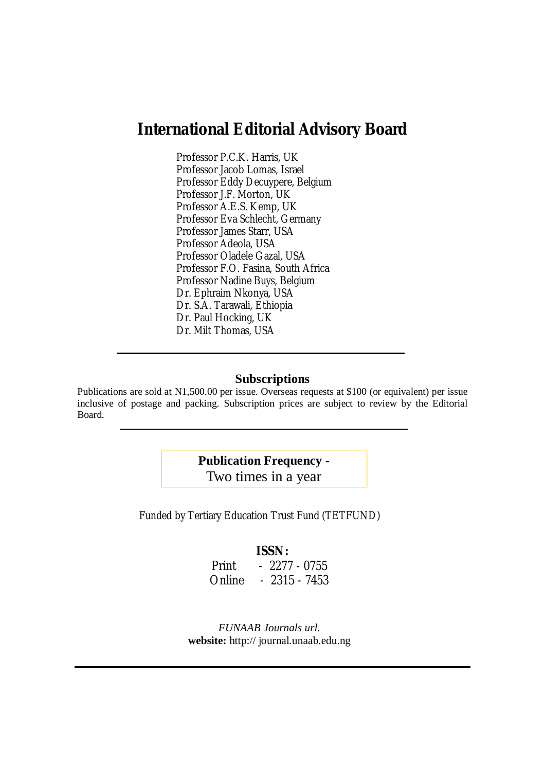# International Editorial Advisory Board

Professor P.C.K. Harris, UK
Professor Jacob Lomas, Israel
Professor Eddy Decuypere, Belgium
Professor J.F. Morton, UK
Professor A.E.S. Kemp, UK
Professor Eva Schlecht, Germany
Professor James Starr, USA
Professor Adeola, USA
Professor Oladele Gazal, USA
Professor F.O. Fasina, South Africa
Professor Nadine Buys, Belgium
Dr. Ephraim Nkonya, USA
Dr. S.A. Tarawali, Ethiopia
Dr. Paul Hocking, UK
Dr. Milt Thomas, USA

---

## Subscriptions

Publications are sold at N1,500.00 per issue. Overseas requests at $100 (or equivalent) per issue inclusive of postage and packing. Subscription prices are subject to review by the Editorial Board.

---

**Publication Frequency -**
Two times in a year

Funded by Tertiary Education Trust Fund (TETFUND)

**ISSN:**
Print - 2277 - 0755
Online - 2315 - 7453

*FUNAAB Journals url.*
**website:** http:// journal.unaab.edu.ng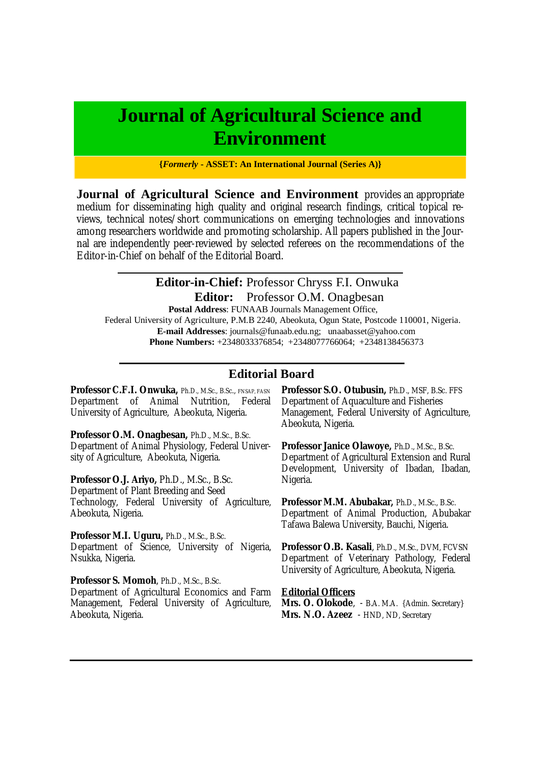# Journal of Agricultural Science and Environment

**{*Formerly* - ASSET: An International Journal (Series A)}**

**Journal of Agricultural Science and Environment** provides an appropriate medium for disseminating high quality and original research findings, critical topical reviews, technical notes/short communications on emerging technologies and innovations among researchers worldwide and promoting scholarship. All papers published in the Journal are independently peer-reviewed by selected referees on the recommendations of the Editor-in-Chief on behalf of the Editorial Board.

**Editor-in-Chief:** Professor Chryss F.I. Onwuka

**Editor:** Professor O.M. Onagbesan

**Postal Address**: FUNAAB Journals Management Office, Federal University of Agriculture, P.M.B 2240, Abeokuta, Ogun State, Postcode 110001, Nigeria.

**E-mail Addresses**: journals@funaab.edu.ng; unaabasset@yahoo.com

**Phone Numbers:** +2348033376854; +2348077766064; +2348138456373

## Editorial Board

**Professor C.F.I. Onwuka,** Ph.D., M.Sc., B.Sc., FNSAP, FASN
Department of Animal Nutrition, Federal University of Agriculture, Abeokuta, Nigeria.

**Professor O.M. Onagbesan,** Ph.D., M.Sc., B.Sc.
Department of Animal Physiology, Federal University of Agriculture, Abeokuta, Nigeria.

**Professor O.J. Ariyo,** Ph.D., M.Sc., B.Sc.
Department of Plant Breeding and Seed Technology, Federal University of Agriculture, Abeokuta, Nigeria.

**Professor M.I. Uguru,** Ph.D., M.Sc., B.Sc.
Department of Science, University of Nigeria, Nsukka, Nigeria.

**Professor S. Momoh**, Ph.D., M.Sc., B.Sc.
Department of Agricultural Economics and Farm Management, Federal University of Agriculture, Abeokuta, Nigeria.

**Professor S.O. Otubusin,** Ph.D., MSF, B.Sc. FFS
Department of Aquaculture and Fisheries Management, Federal University of Agriculture, Abeokuta, Nigeria.

**Professor Janice Olawoye,** Ph.D., M.Sc., B.Sc.
Department of Agricultural Extension and Rural Development, University of Ibadan, Ibadan, Nigeria.

**Professor M.M. Abubakar,** Ph.D., M.Sc., B.Sc.
Department of Animal Production, Abubakar Tafawa Balewa University, Bauchi, Nigeria.

**Professor O.B. Kasali**, Ph.D., M.Sc., DVM, FCVSN
Department of Veterinary Pathology, Federal University of Agriculture, Abeokuta, Nigeria.

**Editorial Officers**

**Mrs. O. Olokode**, - B.A. M.A. {Admin. Secretary}

**Mrs. N.O. Azeez** - HND, ND, Secretary